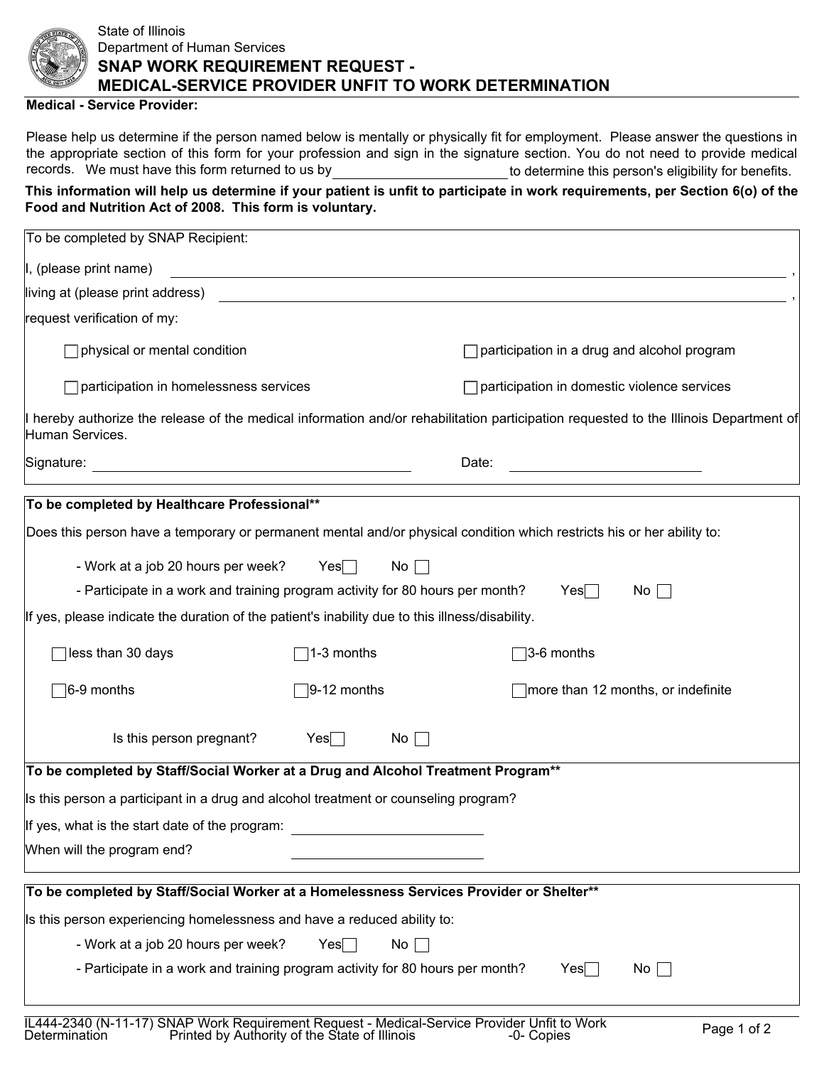State of Illinois
Department of Human Services

# SNAP WORK REQUIREMENT REQUEST - MEDICAL-SERVICE PROVIDER UNFIT TO WORK DETERMINATION

**Medical - Service Provider:**

Please help us determine if the person named below is mentally or physically fit for employment. Please answer the questions in the appropriate section of this form for your profession and sign in the signature section. You do not need to provide medical records. We must have this form returned to us by ______________________ to determine this person's eligibility for benefits.

**This information will help us determine if your patient is unfit to participate in work requirements, per Section 6(o) of the Food and Nutrition Act of 2008. This form is voluntary.**

---

To be completed by SNAP Recipient:

I, (please print name) ____________________________________________,

living at (please print address) ____________________________________________,

request verification of my:

☐ physical or mental condition

☐ participation in a drug and alcohol program

☐ participation in homelessness services

☐ participation in domestic violence services

I hereby authorize the release of the medical information and/or rehabilitation participation requested to the Illinois Department of Human Services.

Signature: ______________________________ Date: ____________________

---

**To be completed by Healthcare Professional****

Does this person have a temporary or permanent mental and/or physical condition which restricts his or her ability to:

- Work at a job 20 hours per week? Yes ☐ No ☐
- Participate in a work and training program activity for 80 hours per month? Yes ☐ No ☐

If yes, please indicate the duration of the patient's inability due to this illness/disability.

☐ less than 30 days ☐ 1-3 months ☐ 3-6 months

☐ 6-9 months ☐ 9-12 months ☐ more than 12 months, or indefinite

Is this person pregnant? Yes ☐ No ☐

---

**To be completed by Staff/Social Worker at a Drug and Alcohol Treatment Program****

Is this person a participant in a drug and alcohol treatment or counseling program?

If yes, what is the start date of the program: ____________________

When will the program end? ____________________

---

**To be completed by Staff/Social Worker at a Homelessness Services Provider or Shelter****

Is this person experiencing homelessness and have a reduced ability to:

- Work at a job 20 hours per week? Yes ☐ No ☐
- Participate in a work and training program activity for 80 hours per month? Yes ☐ No ☐

IL444-2340 (N-11-17) SNAP Work Requirement Request - Medical-Service Provider Unfit to Work Determination Printed by Authority of the State of Illinois -0- Copies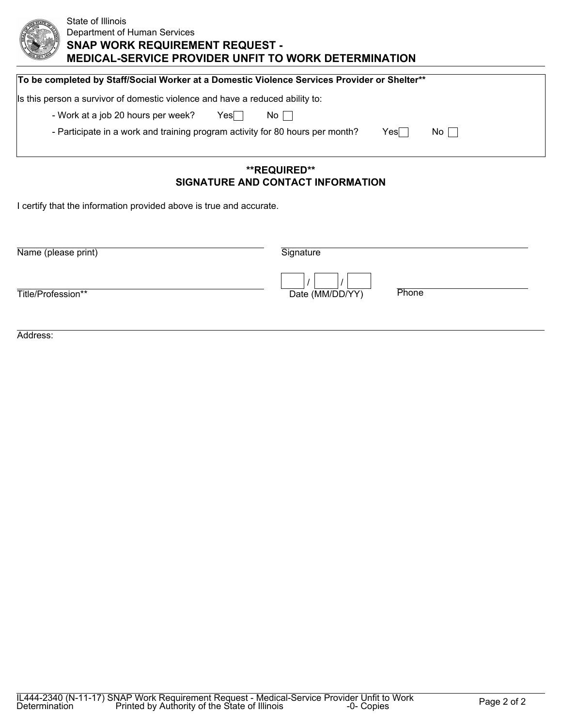State of Illinois
Department of Human Services

# SNAP WORK REQUIREMENT REQUEST - MEDICAL-SERVICE PROVIDER UNFIT TO WORK DETERMINATION

**To be completed by Staff/Social Worker at a Domestic Violence Services Provider or Shelter****

Is this person a survivor of domestic violence and have a reduced ability to:

- Work at a job 20 hours per week? Yes ☐ No ☐
- Participate in a work and training program activity for 80 hours per month? Yes ☐ No ☐

## **REQUIRED**
## SIGNATURE AND CONTACT INFORMATION

I certify that the information provided above is true and accurate.

Name (please print) ____________________ Signature ____________________

Title/Profession** ____________________ Date (MM/DD/YY) ___/___/___ Phone ____________________

Address: ____________________

IL444-2340 (N-11-17) SNAP Work Requirement Request - Medical-Service Provider Unfit to Work Determination Printed by Authority of the State of Illinois -0- Copies